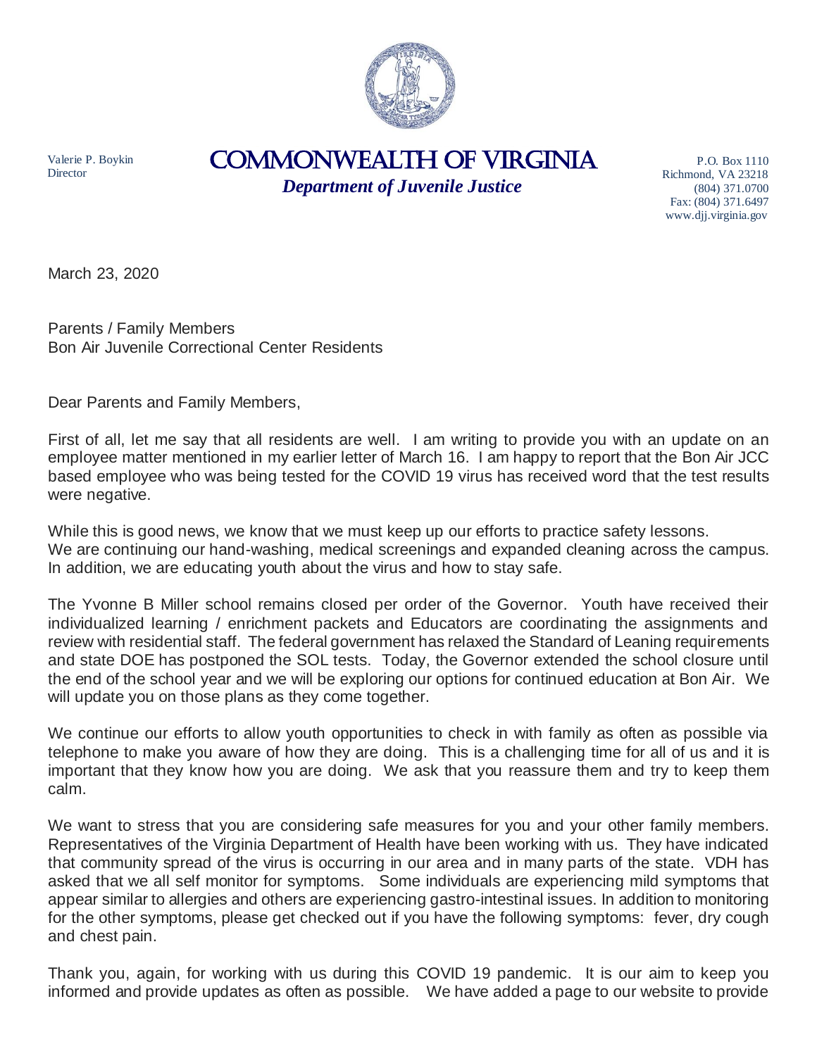Valerie P. Boykin
Director

# COMMONWEALTH OF VIRGINIA

***Department of Juvenile Justice***

P.O. Box 1110
Richmond, VA 23218
(804) 371.0700
Fax: (804) 371.6497
www.djj.virginia.gov

March 23, 2020

Parents / Family Members
Bon Air Juvenile Correctional Center Residents

Dear Parents and Family Members,

First of all, let me say that all residents are well. I am writing to provide you with an update on an employee matter mentioned in my earlier letter of March 16. I am happy to report that the Bon Air JCC based employee who was being tested for the COVID 19 virus has received word that the test results were negative.

While this is good news, we know that we must keep up our efforts to practice safety lessons. We are continuing our hand-washing, medical screenings and expanded cleaning across the campus. In addition, we are educating youth about the virus and how to stay safe.

The Yvonne B Miller school remains closed per order of the Governor. Youth have received their individualized learning / enrichment packets and Educators are coordinating the assignments and review with residential staff. The federal government has relaxed the Standard of Leaning requirements and state DOE has postponed the SOL tests. Today, the Governor extended the school closure until the end of the school year and we will be exploring our options for continued education at Bon Air. We will update you on those plans as they come together.

We continue our efforts to allow youth opportunities to check in with family as often as possible via telephone to make you aware of how they are doing. This is a challenging time for all of us and it is important that they know how you are doing. We ask that you reassure them and try to keep them calm.

We want to stress that you are considering safe measures for you and your other family members. Representatives of the Virginia Department of Health have been working with us. They have indicated that community spread of the virus is occurring in our area and in many parts of the state. VDH has asked that we all self monitor for symptoms. Some individuals are experiencing mild symptoms that appear similar to allergies and others are experiencing gastro-intestinal issues. In addition to monitoring for the other symptoms, please get checked out if you have the following symptoms: fever, dry cough and chest pain.

Thank you, again, for working with us during this COVID 19 pandemic. It is our aim to keep you informed and provide updates as often as possible. We have added a page to our website to provide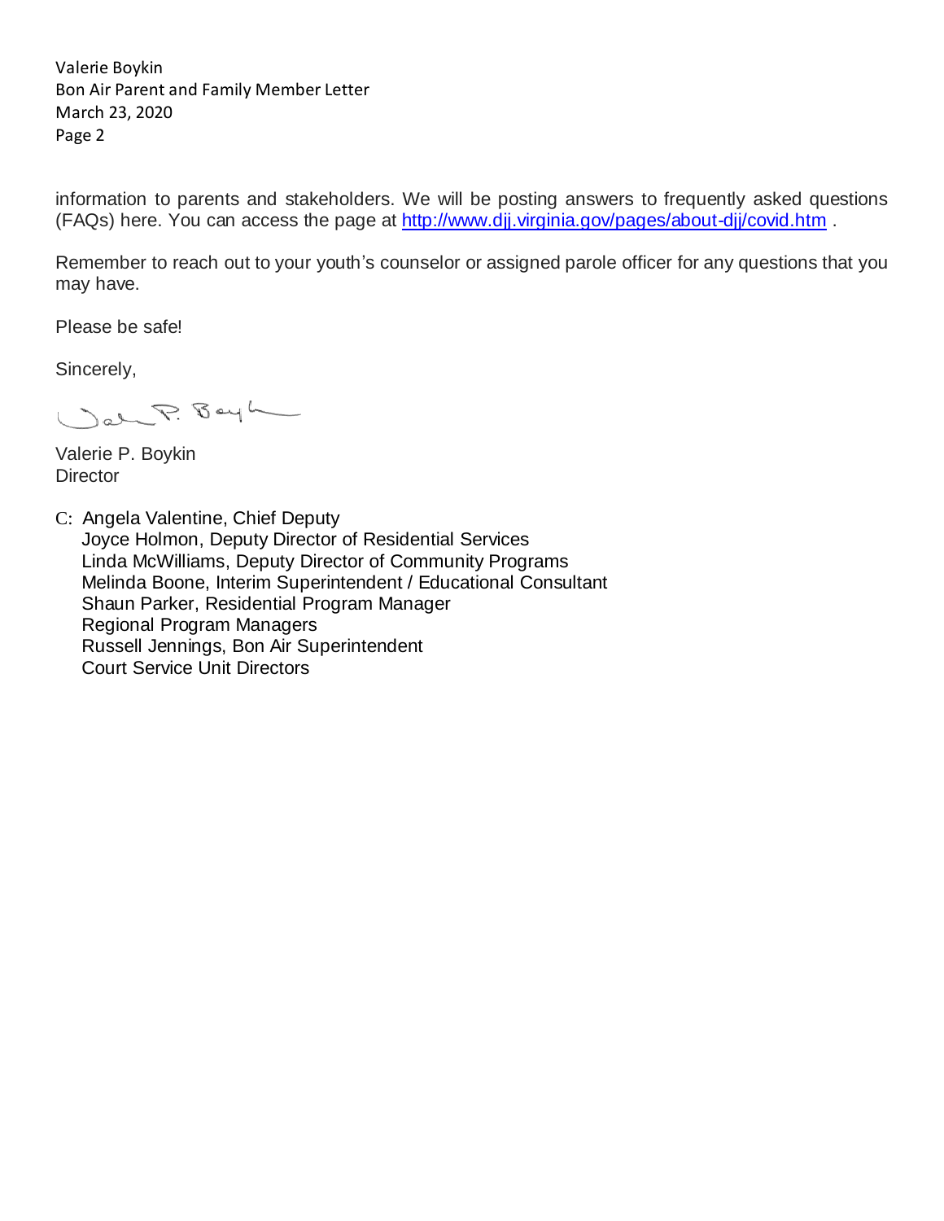information to parents and stakeholders. We will be posting answers to frequently asked questions (FAQs) here. You can access the page at http://www.djj.virginia.gov/pages/about-djj/covid.htm .

Remember to reach out to your youth's counselor or assigned parole officer for any questions that you may have.

Please be safe!

Sincerely,

Valerie P. Boykin
Director

C: Angela Valentine, Chief Deputy
Joyce Holmon, Deputy Director of Residential Services
Linda McWilliams, Deputy Director of Community Programs
Melinda Boone, Interim Superintendent / Educational Consultant
Shaun Parker, Residential Program Manager
Regional Program Managers
Russell Jennings, Bon Air Superintendent
Court Service Unit Directors